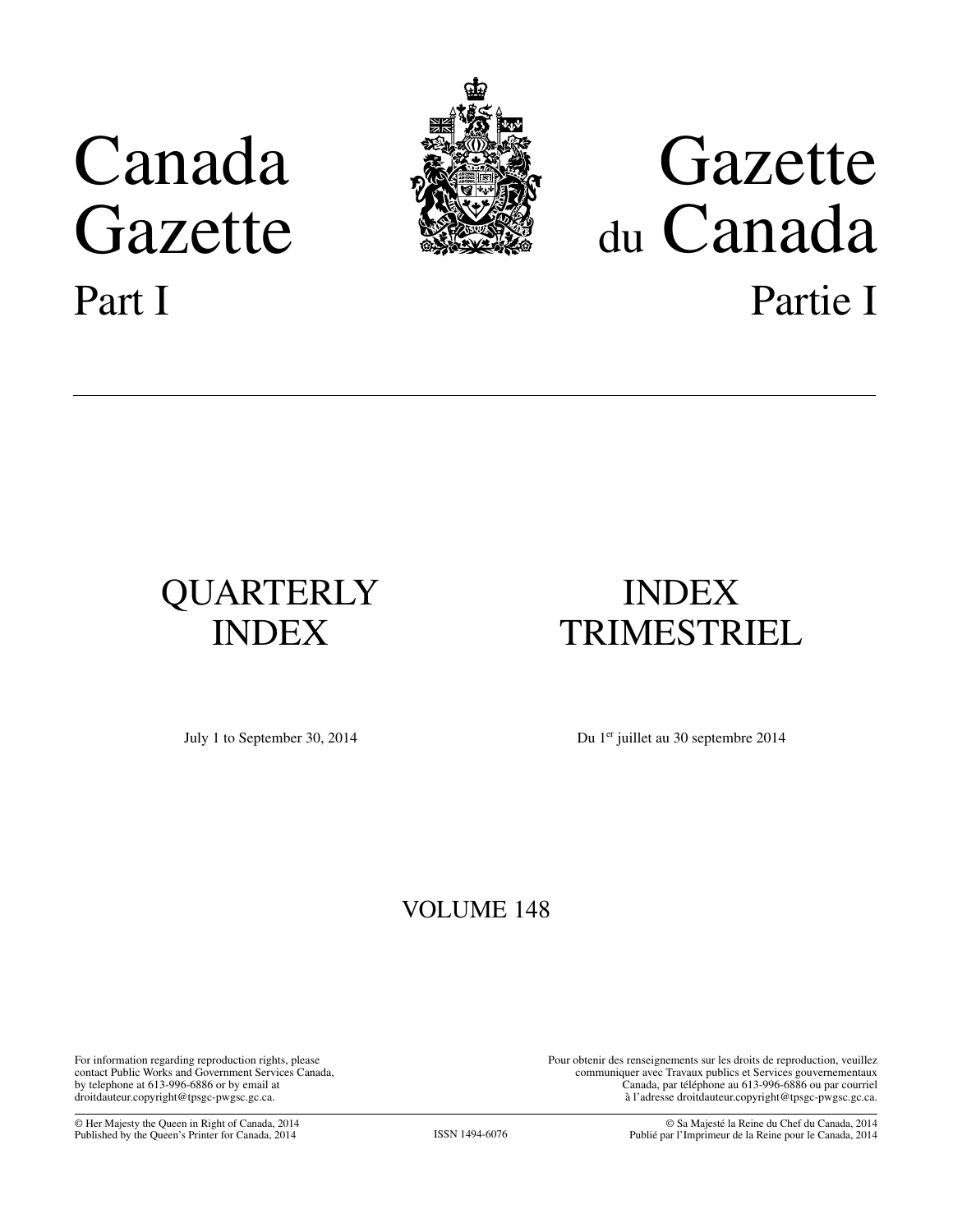# Canada Gazette
## Part I

# Gazette du Canada
## Partie I

---

## QUARTERLY INDEX

July 1 to September 30, 2014

## INDEX TRIMESTRIEL

Du 1er juillet au 30 septembre 2014

### VOLUME 148

For information regarding reproduction rights, please contact Public Works and Government Services Canada, by telephone at 613-996-6886 or by email at droitdauteur.copyright@tpsgc-pwgsc.gc.ca.

Pour obtenir des renseignements sur les droits de reproduction, veuillez communiquer avec Travaux publics et Services gouvernementaux Canada, par téléphone au 613-996-6886 ou par courriel à l'adresse droitdauteur.copyright@tpsgc-pwgsc.gc.ca.

© Her Majesty the Queen in Right of Canada, 2014
Published by the Queen's Printer for Canada, 2014

ISSN 1494-6076

© Sa Majesté la Reine du Chef du Canada, 2014
Publié par l'Imprimeur de la Reine pour le Canada, 2014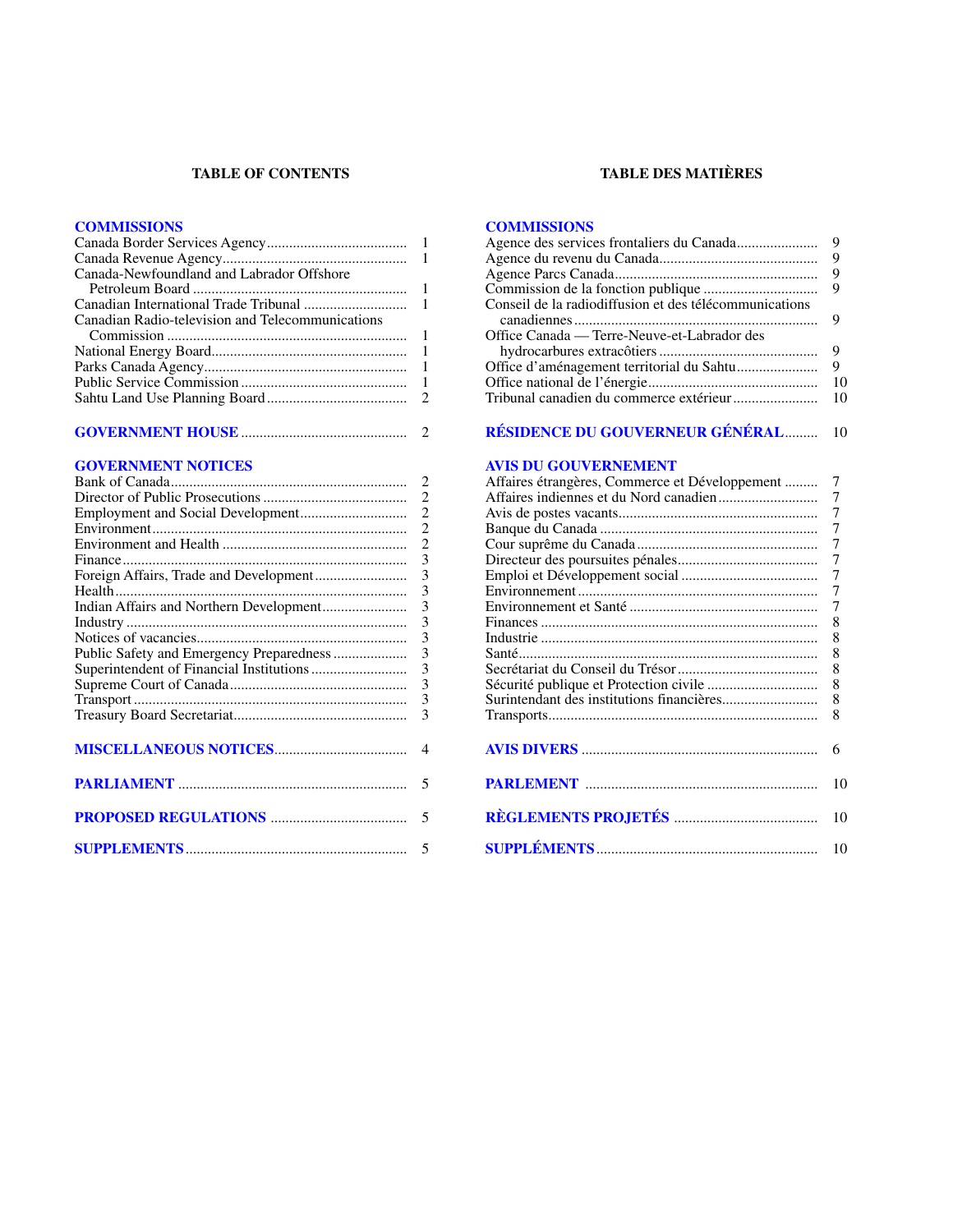## TABLE OF CONTENTS

**COMMISSIONS**

| | |
|---|---|
| Canada Border Services Agency | 1 |
| Canada Revenue Agency | 1 |
| Canada-Newfoundland and Labrador Offshore Petroleum Board | 1 |
| Canadian International Trade Tribunal | 1 |
| Canadian Radio-television and Telecommunications Commission | 1 |
| National Energy Board | 1 |
| Parks Canada Agency | 1 |
| Public Service Commission | 1 |
| Sahtu Land Use Planning Board | 2 |

**GOVERNMENT HOUSE** .......... 2

**GOVERNMENT NOTICES**

| | |
|---|---|
| Bank of Canada | 2 |
| Director of Public Prosecutions | 2 |
| Employment and Social Development | 2 |
| Environment | 2 |
| Environment and Health | 2 |
| Finance | 3 |
| Foreign Affairs, Trade and Development | 3 |
| Health | 3 |
| Indian Affairs and Northern Development | 3 |
| Industry | 3 |
| Notices of vacancies | 3 |
| Public Safety and Emergency Preparedness | 3 |
| Superintendent of Financial Institutions | 3 |
| Supreme Court of Canada | 3 |
| Transport | 3 |
| Treasury Board Secretariat | 3 |

**MISCELLANEOUS NOTICES** .......... 4

**PARLIAMENT** .......... 5

**PROPOSED REGULATIONS** .......... 5

**SUPPLEMENTS** .......... 5

## TABLE DES MATIÈRES

**COMMISSIONS**

| | |
|---|---|
| Agence des services frontaliers du Canada | 9 |
| Agence du revenu du Canada | 9 |
| Agence Parcs Canada | 9 |
| Commission de la fonction publique | 9 |
| Conseil de la radiodiffusion et des télécommunications canadiennes | 9 |
| Office Canada — Terre-Neuve-et-Labrador des hydrocarbures extracôtiers | 9 |
| Office d'aménagement territorial du Sahtu | 9 |
| Office national de l'énergie | 10 |
| Tribunal canadien du commerce extérieur | 10 |

**RÉSIDENCE DU GOUVERNEUR GÉNÉRAL** .......... 10

**AVIS DU GOUVERNEMENT**

| | |
|---|---|
| Affaires étrangères, Commerce et Développement | 7 |
| Affaires indiennes et du Nord canadien | 7 |
| Avis de postes vacants | 7 |
| Banque du Canada | 7 |
| Cour suprême du Canada | 7 |
| Directeur des poursuites pénales | 7 |
| Emploi et Développement social | 7 |
| Environnement | 7 |
| Environnement et Santé | 7 |
| Finances | 8 |
| Industrie | 8 |
| Santé | 8 |
| Secrétariat du Conseil du Trésor | 8 |
| Sécurité publique et Protection civile | 8 |
| Surintendant des institutions financières | 8 |
| Transports | 8 |

**AVIS DIVERS** .......... 6

**PARLEMENT** .......... 10

**RÈGLEMENTS PROJETÉS** .......... 10

**SUPPLÉMENTS** .......... 10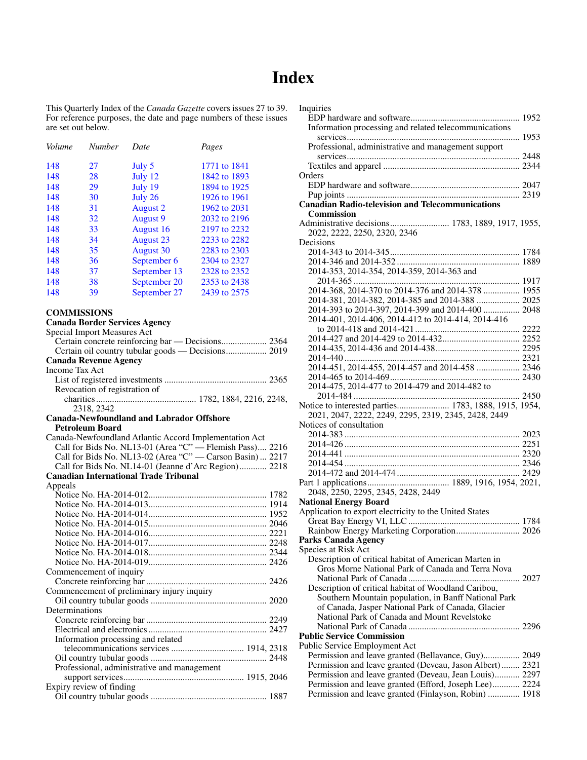# Index

This Quarterly Index of the *Canada Gazette* covers issues 27 to 39. For reference purposes, the date and page numbers of these issues are set out below.

| *Volume* | *Number* | *Date* | *Pages* |
|---|---|---|---|
| 148 | 27 | July 5 | 1771 to 1841 |
| 148 | 28 | July 12 | 1842 to 1893 |
| 148 | 29 | July 19 | 1894 to 1925 |
| 148 | 30 | July 26 | 1926 to 1961 |
| 148 | 31 | August 2 | 1962 to 2031 |
| 148 | 32 | August 9 | 2032 to 2196 |
| 148 | 33 | August 16 | 2197 to 2232 |
| 148 | 34 | August 23 | 2233 to 2282 |
| 148 | 35 | August 30 | 2283 to 2303 |
| 148 | 36 | September 6 | 2304 to 2327 |
| 148 | 37 | September 13 | 2328 to 2352 |
| 148 | 38 | September 20 | 2353 to 2438 |
| 148 | 39 | September 27 | 2439 to 2575 |

**COMMISSIONS**

**Canada Border Services Agency**

Special Import Measures Act
- Certain concrete reinforcing bar — Decisions.................... 2364
- Certain oil country tubular goods — Decisions.................. 2019

**Canada Revenue Agency**

Income Tax Act
- List of registered investments ............................................ 2365
- Revocation of registration of charities........................................... 1782, 1884, 2216, 2248, 2318, 2342

**Canada-Newfoundland and Labrador Offshore Petroleum Board**

Canada-Newfoundland Atlantic Accord Implementation Act
- Call for Bids No. NL13-01 (Area "C" — Flemish Pass).... 2216
- Call for Bids No. NL13-02 (Area "C" — Carson Basin) ... 2217
- Call for Bids No. NL14-01 (Jeanne d'Arc Region)............ 2218

**Canadian International Trade Tribunal**

Appeals
- Notice No. HA-2014-012.................................................... 1782
- Notice No. HA-2014-013.................................................... 1914
- Notice No. HA-2014-014.................................................... 1952
- Notice No. HA-2014-015.................................................... 2046
- Notice No. HA-2014-016.................................................... 2221
- Notice No. HA-2014-017.................................................... 2248
- Notice No. HA-2014-018.................................................... 2344
- Notice No. HA-2014-019.................................................... 2426

Commencement of inquiry
- Concrete reinforcing bar ..................................................... 2426

Commencement of preliminary injury inquiry
- Oil country tubular goods ................................................... 2020

Determinations
- Concrete reinforcing bar ..................................................... 2249
- Electrical and electronics .................................................... 2427
- Information processing and related telecommunications services ................................ 1914, 2318
- Oil country tubular goods ................................................... 2448
- Professional, administrative and management support services..................................................... 1915, 2046

Expiry review of finding
- Oil country tubular goods ................................................... 1887

Inquiries
- EDP hardware and software................................................ 1952
- Information processing and related telecommunications services........................................................................... 1953
- Professional, administrative and management support services........................................................................... 2448
- Textiles and apparel ........................................................... 2344

Orders
- EDP hardware and software................................................ 2047
- Pup joints ........................................................................... 2319

**Canadian Radio-television and Telecommunications Commission**

Administrative decisions.......................... 1783, 1889, 1917, 1955, 2022, 2222, 2250, 2320, 2346

Decisions
- 2014-343 to 2014-345......................................................... 1784
- 2014-346 and 2014-352...................................................... 1889
- 2014-353, 2014-354, 2014-359, 2014-363 and 2014-365 ....................................................................... 1917
- 2014-368, 2014-370 to 2014-376 and 2014-378 ................ 1955
- 2014-381, 2014-382, 2014-385 and 2014-388 ................... 2025
- 2014-393 to 2014-397, 2014-399 and 2014-400 ................ 2048
- 2014-401, 2014-406, 2014-412 to 2014-414, 2014-416 to 2014-418 and 2014-421 .............................................. 2222
- 2014-427 and 2014-429 to 2014-432.................................. 2252
- 2014-435, 2014-436 and 2014-438..................................... 2295
- 2014-440 ............................................................................ 2321
- 2014-451, 2014-455, 2014-457 and 2014-458 ................... 2346
- 2014-465 to 2014-469......................................................... 2430
- 2014-475, 2014-477 to 2014-479 and 2014-482 to 2014-484 ........................................................................ 2450

Notice to interested parties....................... 1783, 1888, 1915, 1954, 2021, 2047, 2222, 2249, 2295, 2319, 2345, 2428, 2449

Notices of consultation
- 2014-383 ............................................................................ 2023
- 2014-426 ............................................................................ 2251
- 2014-441 ............................................................................ 2320
- 2014-454 ............................................................................ 2346
- 2014-472 and 2014-474 ...................................................... 2429

Part 1 applications.................................... 1889, 1916, 1954, 2021, 2048, 2250, 2295, 2345, 2428, 2449

**National Energy Board**

Application to export electricity to the United States
- Great Bay Energy VI, LLC ................................................. 1784
- Rainbow Energy Marketing Corporation............................ 2026

**Parks Canada Agency**

Species at Risk Act
- Description of critical habitat of American Marten in Gros Morne National Park of Canada and Terra Nova National Park of Canada ................................................. 2027
- Description of critical habitat of Woodland Caribou, Southern Mountain population, in Banff National Park of Canada, Jasper National Park of Canada, Glacier National Park of Canada and Mount Revelstoke National Park of Canada ................................................. 2296

**Public Service Commission**

Public Service Employment Act
- Permission and leave granted (Bellavance, Guy)................ 2049
- Permission and leave granted (Deveau, Jason Albert)........ 2321
- Permission and leave granted (Deveau, Jean Louis)........... 2297
- Permission and leave granted (Efford, Joseph Lee)............ 2224
- Permission and leave granted (Finlayson, Robin) .............. 1918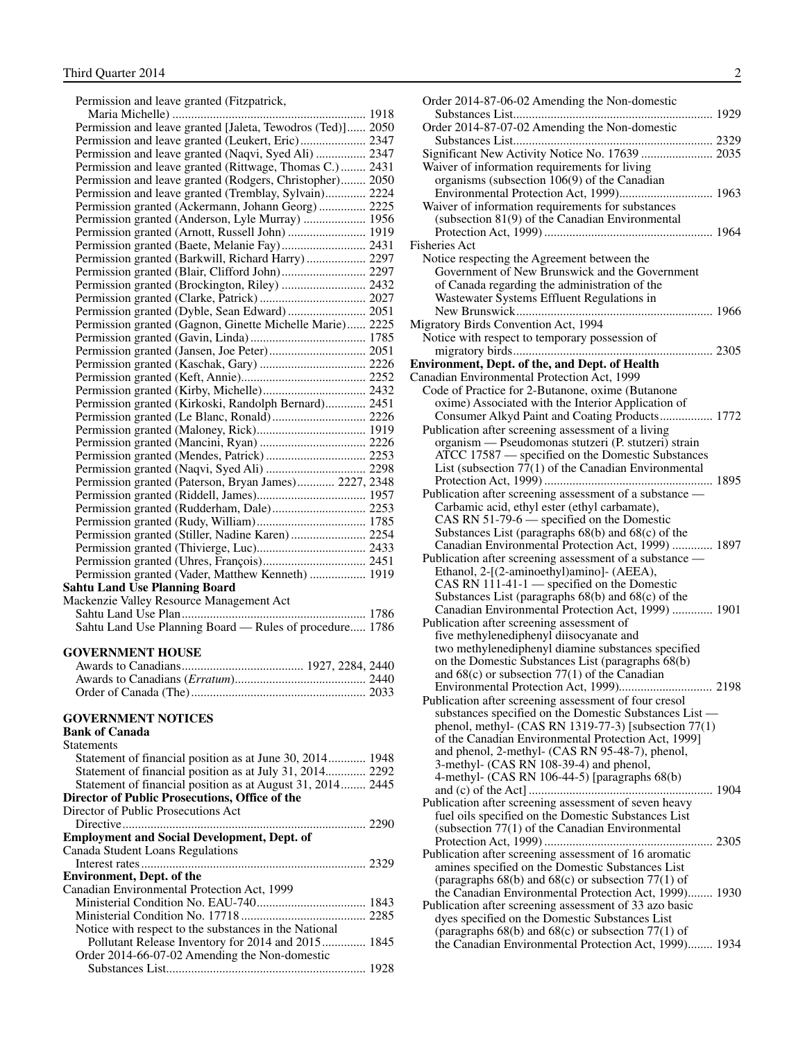Permission and leave granted (Fitzpatrick, Maria Michelle) ... 1918
Permission and leave granted [Jaleta, Tewodros (Ted)] ... 2050
Permission and leave granted (Leukert, Eric) ... 2347
Permission and leave granted (Naqvi, Syed Ali) ... 2347
Permission and leave granted (Rittwage, Thomas C.) ... 2431
Permission and leave granted (Rodgers, Christopher) ... 2050
Permission and leave granted (Tremblay, Sylvain) ... 2224
Permission granted (Ackermann, Johann Georg) ... 2225
Permission granted (Anderson, Lyle Murray) ... 1956
Permission granted (Arnott, Russell John) ... 1919
Permission granted (Baete, Melanie Fay) ... 2431
Permission granted (Barkwill, Richard Harry) ... 2297
Permission granted (Blair, Clifford John) ... 2297
Permission granted (Brockington, Riley) ... 2432
Permission granted (Clarke, Patrick) ... 2027
Permission granted (Dyble, Sean Edward) ... 2051
Permission granted (Gagnon, Ginette Michelle Marie) ... 2225
Permission granted (Gavin, Linda) ... 1785
Permission granted (Jansen, Joe Peter) ... 2051
Permission granted (Kaschak, Gary) ... 2226
Permission granted (Keft, Annie) ... 2252
Permission granted (Kirby, Michelle) ... 2432
Permission granted (Kirkoski, Randolph Bernard) ... 2451
Permission granted (Le Blanc, Ronald) ... 2226
Permission granted (Maloney, Rick) ... 1919
Permission granted (Mancini, Ryan) ... 2226
Permission granted (Mendes, Patrick) ... 2253
Permission granted (Naqvi, Syed Ali) ... 2298
Permission granted (Paterson, Bryan James) ... 2227, 2348
Permission granted (Riddell, James) ... 1957
Permission granted (Rudderham, Dale) ... 2253
Permission granted (Rudy, William) ... 1785
Permission granted (Stiller, Nadine Karen) ... 2254
Permission granted (Thivierge, Luc) ... 2433
Permission granted (Uhres, François) ... 2451
Permission granted (Vader, Matthew Kenneth) ... 1919

**Sahtu Land Use Planning Board**

Mackenzie Valley Resource Management Act
Sahtu Land Use Plan ... 1786
Sahtu Land Use Planning Board — Rules of procedure ... 1786

## GOVERNMENT HOUSE

Awards to Canadians ... 1927, 2284, 2440
Awards to Canadians (*Erratum*) ... 2440
Order of Canada (The) ... 2033

## GOVERNMENT NOTICES

**Bank of Canada**

Statements
Statement of financial position as at June 30, 2014 ... 1948
Statement of financial position as at July 31, 2014 ... 2292
Statement of financial position as at August 31, 2014 ... 2445

**Director of Public Prosecutions, Office of the**

Director of Public Prosecutions Act
Directive ... 2290

**Employment and Social Development, Dept. of**

Canada Student Loans Regulations
Interest rates ... 2329

**Environment, Dept. of the**

Canadian Environmental Protection Act, 1999
Ministerial Condition No. EAU-740 ... 1843
Ministerial Condition No. 17718 ... 2285
Notice with respect to the substances in the National Pollutant Release Inventory for 2014 and 2015 ... 1845
Order 2014-66-07-02 Amending the Non-domestic Substances List ... 1928
Order 2014-87-06-02 Amending the Non-domestic Substances List ... 1929
Order 2014-87-07-02 Amending the Non-domestic Substances List ... 2329
Significant New Activity Notice No. 17639 ... 2035
Waiver of information requirements for living organisms (subsection 106(9) of the Canadian Environmental Protection Act, 1999) ... 1963
Waiver of information requirements for substances (subsection 81(9) of the Canadian Environmental Protection Act, 1999) ... 1964

Fisheries Act
Notice respecting the Agreement between the Government of New Brunswick and the Government of Canada regarding the administration of the Wastewater Systems Effluent Regulations in New Brunswick ... 1966

Migratory Birds Convention Act, 1994
Notice with respect to temporary possession of migratory birds ... 2305

**Environment, Dept. of the, and Dept. of Health**

Canadian Environmental Protection Act, 1999
Code of Practice for 2-Butanone, oxime (Butanone oxime) Associated with the Interior Application of Consumer Alkyd Paint and Coating Products ... 1772
Publication after screening assessment of a living organism — Pseudomonas stutzeri (P. stutzeri) strain ATCC 17587 — specified on the Domestic Substances List (subsection 77(1) of the Canadian Environmental Protection Act, 1999) ... 1895
Publication after screening assessment of a substance — Carbamic acid, ethyl ester (ethyl carbamate), CAS RN 51-79-6 — specified on the Domestic Substances List (paragraphs 68(b) and 68(c) of the Canadian Environmental Protection Act, 1999) ... 1897
Publication after screening assessment of a substance — Ethanol, 2-[(2-aminoethyl)amino]- (AEEA), CAS RN 111-41-1 — specified on the Domestic Substances List (paragraphs 68(b) and 68(c) of the Canadian Environmental Protection Act, 1999) ... 1901
Publication after screening assessment of five methylenediphenyl diisocyanate and two methylenediphenyl diamine substances specified on the Domestic Substances List (paragraphs 68(b) and 68(c) or subsection 77(1) of the Canadian Environmental Protection Act, 1999) ... 2198
Publication after screening assessment of four cresol substances specified on the Domestic Substances List — phenol, methyl- (CAS RN 1319-77-3) [subsection 77(1) of the Canadian Environmental Protection Act, 1999] and phenol, 2-methyl- (CAS RN 95-48-7), phenol, 3-methyl- (CAS RN 108-39-4) and phenol, 4-methyl- (CAS RN 106-44-5) [paragraphs 68(b) and (c) of the Act] ... 1904
Publication after screening assessment of seven heavy fuel oils specified on the Domestic Substances List (subsection 77(1) of the Canadian Environmental Protection Act, 1999) ... 2305
Publication after screening assessment of 16 aromatic amines specified on the Domestic Substances List (paragraphs 68(b) and 68(c) or subsection 77(1) of the Canadian Environmental Protection Act, 1999) ... 1930
Publication after screening assessment of 33 azo basic dyes specified on the Domestic Substances List (paragraphs 68(b) and 68(c) or subsection 77(1) of the Canadian Environmental Protection Act, 1999) ... 1934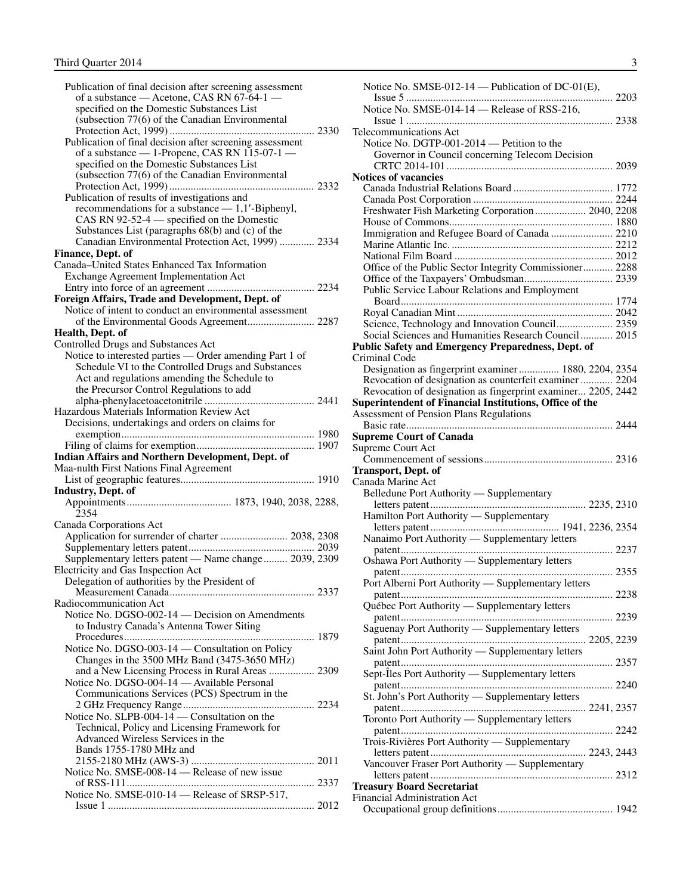Publication of final decision after screening assessment of a substance — Acetone, CAS RN 67-64-1 — specified on the Domestic Substances List (subsection 77(6) of the Canadian Environmental Protection Act, 1999) ...... 2330
Publication of final decision after screening assessment of a substance — 1-Propene, CAS RN 115-07-1 — specified on the Domestic Substances List (subsection 77(6) of the Canadian Environmental Protection Act, 1999) ...... 2332
Publication of results of investigations and recommendations for a substance — 1,1′-Biphenyl, CAS RN 92-52-4 — specified on the Domestic Substances List (paragraphs 68(b) and (c) of the Canadian Environmental Protection Act, 1999) ...... 2334

**Finance, Dept. of**

Canada–United States Enhanced Tax Information Exchange Agreement Implementation Act
Entry into force of an agreement ...... 2234

**Foreign Affairs, Trade and Development, Dept. of**

Notice of intent to conduct an environmental assessment of the Environmental Goods Agreement...... 2287

**Health, Dept. of**

Controlled Drugs and Substances Act
Notice to interested parties — Order amending Part 1 of Schedule VI to the Controlled Drugs and Substances Act and regulations amending the Schedule to the Precursor Control Regulations to add alpha-phenylacetoacetonitrile ...... 2441

Hazardous Materials Information Review Act
Decisions, undertakings and orders on claims for exemption...... 1980
Filing of claims for exemption...... 1907

**Indian Affairs and Northern Development, Dept. of**

Maa-nulth First Nations Final Agreement
List of geographic features...... 1910

**Industry, Dept. of**

Appointments...... 1873, 1940, 2038, 2288, 2354

Canada Corporations Act
Application for surrender of charter ...... 2038, 2308
Supplementary letters patent...... 2039
Supplementary letters patent — Name change...... 2039, 2309

Electricity and Gas Inspection Act
Delegation of authorities by the President of Measurement Canada...... 2337

Radiocommunication Act
Notice No. DGSO-002-14 — Decision on Amendments to Industry Canada's Antenna Tower Siting Procedures...... 1879
Notice No. DGSO-003-14 — Consultation on Policy Changes in the 3500 MHz Band (3475-3650 MHz) and a New Licensing Process in Rural Areas ...... 2309
Notice No. DGSO-004-14 — Available Personal Communications Services (PCS) Spectrum in the 2 GHz Frequency Range...... 2234
Notice No. SLPB-004-14 — Consultation on the Technical, Policy and Licensing Framework for Advanced Wireless Services in the Bands 1755-1780 MHz and 2155-2180 MHz (AWS-3) ...... 2011
Notice No. SMSE-008-14 — Release of new issue of RSS-111...... 2337
Notice No. SMSE-010-14 — Release of SRSP-517, Issue 1 ...... 2012
Notice No. SMSE-012-14 — Publication of DC-01(E), Issue 5 ...... 2203
Notice No. SMSE-014-14 — Release of RSS-216, Issue 1 ...... 2338

Telecommunications Act
Notice No. DGTP-001-2014 — Petition to the Governor in Council concerning Telecom Decision CRTC 2014-101 ...... 2039

**Notices of vacancies**

Canada Industrial Relations Board ...... 1772
Canada Post Corporation ...... 2244
Freshwater Fish Marketing Corporation...... 2040, 2208
House of Commons...... 1880
Immigration and Refugee Board of Canada ...... 2210
Marine Atlantic Inc. ...... 2212
National Film Board ...... 2012
Office of the Public Sector Integrity Commissioner...... 2288
Office of the Taxpayers' Ombudsman...... 2339
Public Service Labour Relations and Employment Board...... 1774
Royal Canadian Mint ...... 2042
Science, Technology and Innovation Council...... 2359
Social Sciences and Humanities Research Council...... 2015

**Public Safety and Emergency Preparedness, Dept. of**

Criminal Code
Designation as fingerprint examiner...... 1880, 2204, 2354
Revocation of designation as counterfeit examiner ...... 2204
Revocation of designation as fingerprint examiner... 2205, 2442

**Superintendent of Financial Institutions, Office of the**

Assessment of Pension Plans Regulations
Basic rate...... 2444

**Supreme Court of Canada**

Supreme Court Act
Commencement of sessions...... 2316

**Transport, Dept. of**

Canada Marine Act
Belledune Port Authority — Supplementary letters patent...... 2235, 2310
Hamilton Port Authority — Supplementary letters patent...... 1941, 2236, 2354
Nanaimo Port Authority — Supplementary letters patent...... 2237
Oshawa Port Authority — Supplementary letters patent...... 2355
Port Alberni Port Authority — Supplementary letters patent...... 2238
Québec Port Authority — Supplementary letters patent...... 2239
Saguenay Port Authority — Supplementary letters patent...... 2205, 2239
Saint John Port Authority — Supplementary letters patent...... 2357
Sept-Îles Port Authority — Supplementary letters patent...... 2240
St. John's Port Authority — Supplementary letters patent...... 2241, 2357
Toronto Port Authority — Supplementary letters patent...... 2242
Trois-Rivières Port Authority — Supplementary letters patent...... 2243, 2443
Vancouver Fraser Port Authority — Supplementary letters patent...... 2312

**Treasury Board Secretariat**

Financial Administration Act
Occupational group definitions...... 1942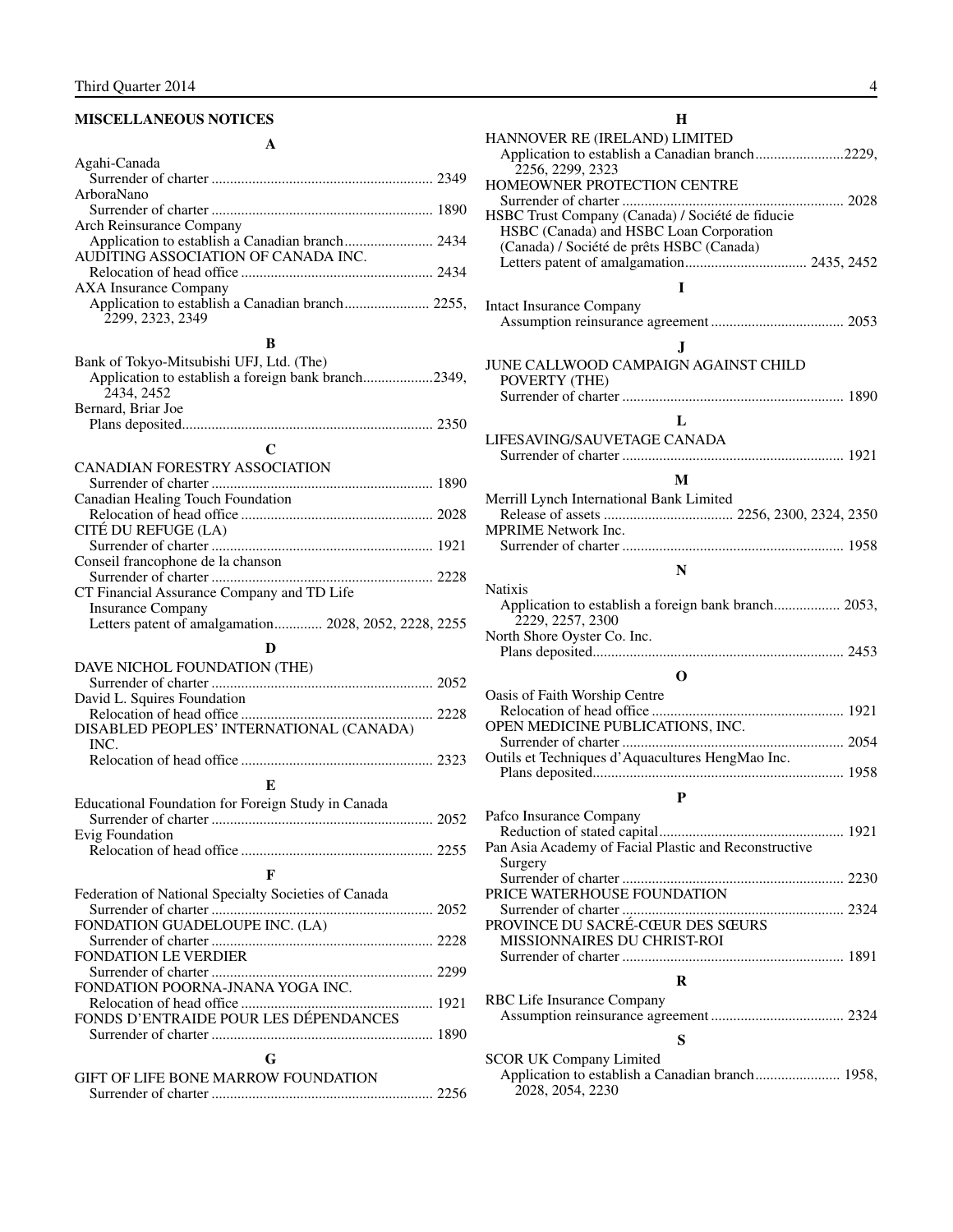## MISCELLANEOUS NOTICES

### A

Agahi-Canada
Surrender of charter ........................................................... 2349

ArboraNano
Surrender of charter ........................................................... 1890

Arch Reinsurance Company
Application to establish a Canadian branch........................ 2434

AUDITING ASSOCIATION OF CANADA INC.
Relocation of head office .................................................... 2434

AXA Insurance Company
Application to establish a Canadian branch....................... 2255, 2299, 2323, 2349

### B

Bank of Tokyo-Mitsubishi UFJ, Ltd. (The)
Application to establish a foreign bank branch...................2349, 2434, 2452

Bernard, Briar Joe
Plans deposited................................................................... 2350

### C

CANADIAN FORESTRY ASSOCIATION
Surrender of charter ........................................................... 1890

Canadian Healing Touch Foundation
Release of head office ........................................................ 2028

CITÉ DU REFUGE (LA)
Surrender of charter ........................................................... 1921

Conseil francophone de la chanson
Surrender of charter ........................................................... 2228

CT Financial Assurance Company and TD Life Insurance Company
Letters patent of amalgamation............. 2028, 2052, 2228, 2255

### D

DAVE NICHOL FOUNDATION (THE)
Surrender of charter ........................................................... 2052

David L. Squires Foundation
Relocation of head office .................................................... 2228

DISABLED PEOPLES' INTERNATIONAL (CANADA) INC.
Relocation of head office .................................................... 2323

### E

Educational Foundation for Foreign Study in Canada
Surrender of charter ........................................................... 2052

Evig Foundation
Relocation of head office .................................................... 2255

### F

Federation of National Specialty Societies of Canada
Surrender of charter ........................................................... 2052

FONDATION GUADELOUPE INC. (LA)
Surrender of charter ........................................................... 2228

FONDATION LE VERDIER
Surrender of charter ........................................................... 2299

FONDATION POORNA-JNANA YOGA INC.
Relocation of head office .................................................... 1921

FONDS D'ENTRAIDE POUR LES DÉPENDANCES
Surrender of charter ........................................................... 1890

### G

GIFT OF LIFE BONE MARROW FOUNDATION
Surrender of charter ........................................................... 2256

### H

HANNOVER RE (IRELAND) LIMITED
Application to establish a Canadian branch........................2229, 2256, 2299, 2323

HOMEOWNER PROTECTION CENTRE
Surrender of charter ........................................................... 2028

HSBC Trust Company (Canada) / Société de fiducie HSBC (Canada) and HSBC Loan Corporation (Canada) / Société de prêts HSBC (Canada)
Letters patent of amalgamation................................. 2435, 2452

### I

Intact Insurance Company
Assumption reinsurance agreement .................................... 2053

### J

JUNE CALLWOOD CAMPAIGN AGAINST CHILD POVERTY (THE)
Surrender of charter ........................................................... 1890

### L

LIFESAVING/SAUVETAGE CANADA
Surrender of charter ........................................................... 1921

### M

Merrill Lynch International Bank Limited
Release of assets ................................... 2256, 2300, 2324, 2350

MPRIME Network Inc.
Surrender of charter ........................................................... 1958

### N

Natixis
Application to establish a foreign bank branch.................. 2053, 2229, 2257, 2300

North Shore Oyster Co. Inc.
Plans deposited................................................................... 2453

### O

Oasis of Faith Worship Centre
Relocation of head office .................................................... 1921

OPEN MEDICINE PUBLICATIONS, INC.
Surrender of charter ........................................................... 2054

Outils et Techniques d'Aquacultures HengMao Inc.
Plans deposited................................................................... 1958

### P

Pafco Insurance Company
Reduction of stated capital.................................................. 1921

Pan Asia Academy of Facial Plastic and Reconstructive Surgery
Surrender of charter ........................................................... 2230

PRICE WATERHOUSE FOUNDATION
Surrender of charter ........................................................... 2324

PROVINCE DU SACRÉ-CŒUR DES SŒURS MISSIONNAIRES DU CHRIST-ROI
Surrender of charter ........................................................... 1891

### R

RBC Life Insurance Company
Assumption reinsurance agreement .................................... 2324

### S

SCOR UK Company Limited
Application to establish a Canadian branch....................... 1958, 2028, 2054, 2230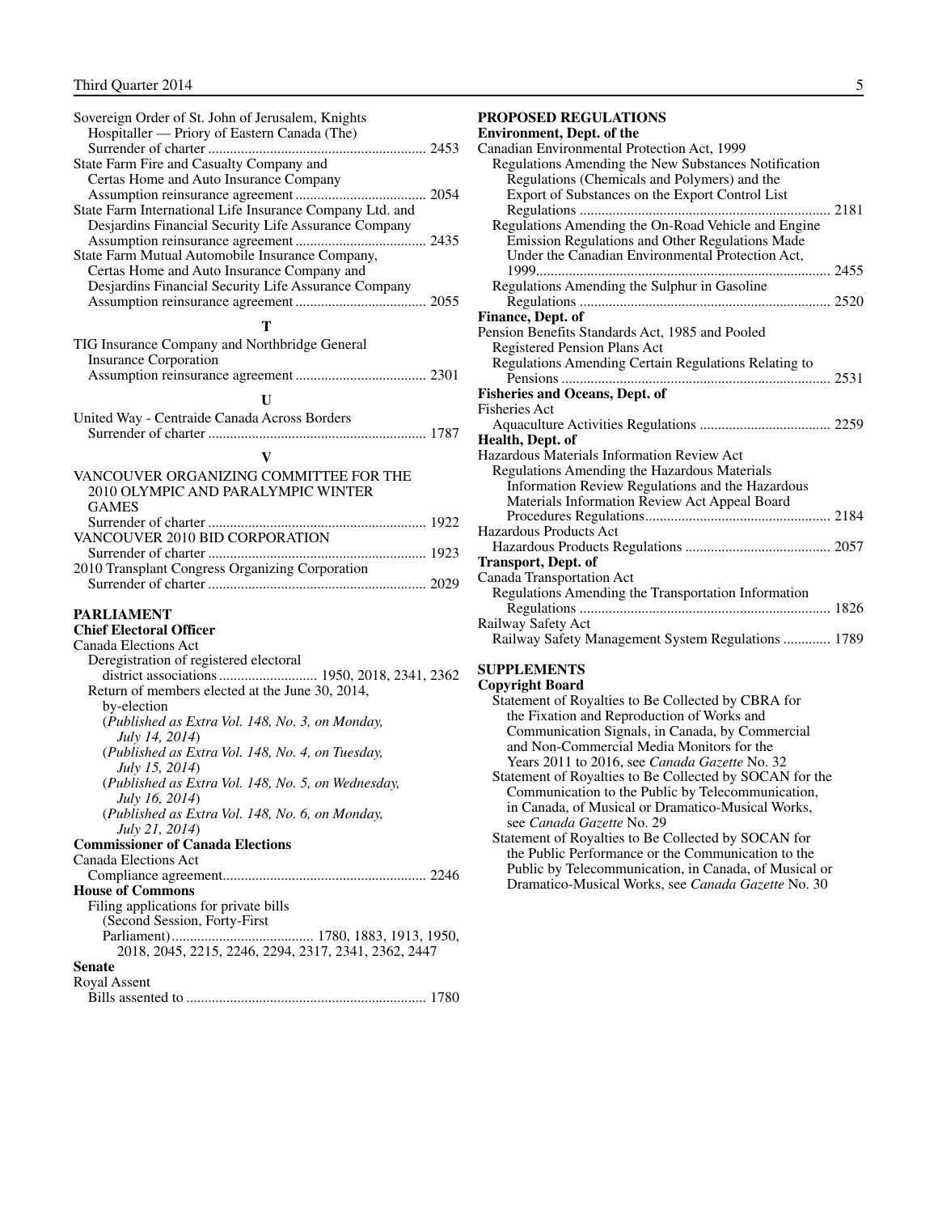Sovereign Order of St. John of Jerusalem, Knights Hospitaller — Priory of Eastern Canada (The)
Surrender of charter ........................................................... 2453

State Farm Fire and Casualty Company and Certas Home and Auto Insurance Company
Assumption reinsurance agreement .................................... 2054

State Farm International Life Insurance Company Ltd. and Desjardins Financial Security Life Assurance Company
Assumption reinsurance agreement .................................... 2435

State Farm Mutual Automobile Insurance Company, Certas Home and Auto Insurance Company and Desjardins Financial Security Life Assurance Company
Assumption reinsurance agreement .................................... 2055

**T**

TIG Insurance Company and Northbridge General Insurance Corporation
Assumption reinsurance agreement .................................... 2301

**U**

United Way - Centraide Canada Across Borders
Surrender of charter ........................................................... 1787

**V**

VANCOUVER ORGANIZING COMMITTEE FOR THE 2010 OLYMPIC AND PARALYMPIC WINTER GAMES
Surrender of charter ........................................................... 1922

VANCOUVER 2010 BID CORPORATION
Surrender of charter ........................................................... 1923

2010 Transplant Congress Organizing Corporation
Surrender of charter ........................................................... 2029

## PARLIAMENT

### Chief Electoral Officer

Canada Elections Act
Deregistration of registered electoral district associations........................... 1950, 2018, 2341, 2362
Return of members elected at the June 30, 2014, by-election
(*Published as Extra Vol. 148, No. 3, on Monday, July 14, 2014*)
(*Published as Extra Vol. 148, No. 4, on Tuesday, July 15, 2014*)
(*Published as Extra Vol. 148, No. 5, on Wednesday, July 16, 2014*)
(*Published as Extra Vol. 148, No. 6, on Monday, July 21, 2014*)

### Commissioner of Canada Elections

Canada Elections Act
Compliance agreement....................................................... 2246

### House of Commons

Filing applications for private bills (Second Session, Forty-First Parliament)....................................... 1780, 1883, 1913, 1950, 2018, 2045, 2215, 2246, 2294, 2317, 2341, 2362, 2447

### Senate

Royal Assent
Bills assented to ................................................................. 1780

## PROPOSED REGULATIONS

### Environment, Dept. of the

Canadian Environmental Protection Act, 1999
Regulations Amending the New Substances Notification Regulations (Chemicals and Polymers) and the Export of Substances on the Export Control List Regulations .................................................................... 2181
Regulations Amending the On-Road Vehicle and Engine Emission Regulations and Other Regulations Made Under the Canadian Environmental Protection Act, 1999................................................................................ 2455
Regulations Amending the Sulphur in Gasoline Regulations .................................................................... 2520

### Finance, Dept. of

Pension Benefits Standards Act, 1985 and Pooled Registered Pension Plans Act
Regulations Amending Certain Regulations Relating to Pensions ......................................................................... 2531

### Fisheries and Oceans, Dept. of

Fisheries Act
Aquaculture Activities Regulations .................................... 2259

### Health, Dept. of

Hazardous Materials Information Review Act
Regulations Amending the Hazardous Materials Information Review Regulations and the Hazardous Materials Information Review Act Appeal Board Procedures Regulations.................................................. 2184

Hazardous Products Act
Hazardous Products Regulations ........................................ 2057

### Transport, Dept. of

Canada Transportation Act
Regulations Amending the Transportation Information Regulations .................................................................... 1826

Railway Safety Act
Railway Safety Management System Regulations ............. 1789

## SUPPLEMENTS

### Copyright Board

Statement of Royalties to Be Collected by CBRA for the Fixation and Reproduction of Works and Communication Signals, in Canada, by Commercial and Non-Commercial Media Monitors for the Years 2011 to 2016, see *Canada Gazette* No. 32

Statement of Royalties to Be Collected by SOCAN for the Communication to the Public by Telecommunication, in Canada, of Musical or Dramatico-Musical Works, see *Canada Gazette* No. 29

Statement of Royalties to Be Collected by SOCAN for the Public Performance or the Communication to the Public by Telecommunication, in Canada, of Musical or Dramatico-Musical Works, see *Canada Gazette* No. 30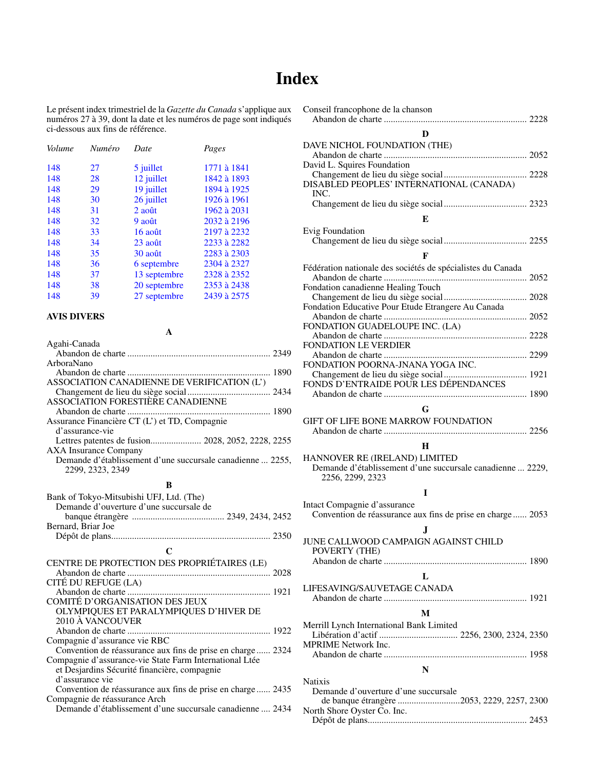# Index

Le présent index trimestriel de la *Gazette du Canada* s'applique aux numéros 27 à 39, dont la date et les numéros de page sont indiqués ci-dessous aux fins de référence.

| *Volume* | *Numéro* | *Date* | *Pages* |
|---|---|---|---|
| 148 | 27 | 5 juillet | 1771 à 1841 |
| 148 | 28 | 12 juillet | 1842 à 1893 |
| 148 | 29 | 19 juillet | 1894 à 1925 |
| 148 | 30 | 26 juillet | 1926 à 1961 |
| 148 | 31 | 2 août | 1962 à 2031 |
| 148 | 32 | 9 août | 2032 à 2196 |
| 148 | 33 | 16 août | 2197 à 2232 |
| 148 | 34 | 23 août | 2233 à 2282 |
| 148 | 35 | 30 août | 2283 à 2303 |
| 148 | 36 | 6 septembre | 2304 à 2327 |
| 148 | 37 | 13 septembre | 2328 à 2352 |
| 148 | 38 | 20 septembre | 2353 à 2438 |
| 148 | 39 | 27 septembre | 2439 à 2575 |

**AVIS DIVERS**

**A**

Agahi-Canada
Abandon de charte ............................................................. 2349
ArboraNano
Abandon de charte ............................................................. 1890
ASSOCIATION CANADIENNE DE VERIFICATION (L')
Changement de lieu du siège social .................................... 2434
ASSOCIATION FORESTIÈRE CANADIENNE
Abandon de charte ............................................................. 1890
Assurance Financière CT (L') et TD, Compagnie d'assurance-vie
Lettres patentes de fusion...................... 2028, 2052, 2228, 2255
AXA Insurance Company
Demande d'établissement d'une succursale canadienne ... 2255, 2299, 2323, 2349

**B**

Bank of Tokyo-Mitsubishi UFJ, Ltd. (The)
Demande d'ouverture d'une succursale de banque étrangère ........................................ 2349, 2434, 2452
Bernard, Briar Joe
Dépôt de plans.................................................................... 2350

**C**

CENTRE DE PROTECTION DES PROPRIÉTAIRES (LE)
Abandon de charte ............................................................. 2028
CITÉ DU REFUGE (LA)
Abandon de charte ............................................................. 1921
COMITÉ D'ORGANISATION DES JEUX OLYMPIQUES ET PARALYMPIQUES D'HIVER DE 2010 À VANCOUVER
Abandon de charte ............................................................. 1922
Compagnie d'assurance vie RBC
Convention de réassurance aux fins de prise en charge ...... 2324
Compagnie d'assurance-vie State Farm International Ltée et Desjardins Sécurité financière, compagnie d'assurance vie
Convention de réassurance aux fins de prise en charge ...... 2435
Compagnie de réassurance Arch
Demande d'établissement d'une succursale canadienne .... 2434

Conseil francophone de la chanson
Abandon de charte ............................................................. 2228

**D**

DAVE NICHOL FOUNDATION (THE)
Abandon de charte ............................................................. 2052
David L. Squires Foundation
Changement de lieu du siège social .................................... 2228
DISABLED PEOPLES' INTERNATIONAL (CANADA) INC.
Changement de lieu du siège social .................................... 2323

**E**

Evig Foundation
Changement de lieu du siège social .................................... 2255

**F**

Fédération nationale des sociétés de spécialistes du Canada
Abandon de charte ............................................................. 2052
Fondation canadienne Healing Touch
Changement de lieu du siège social .................................... 2028
Fondation Educative Pour Etude Etrangere Au Canada
Abandon de charte ............................................................. 2052
FONDATION GUADELOUPE INC. (LA)
Abandon de charte ............................................................. 2228
FONDATION LE VERDIER
Abandon de charte ............................................................. 2299
FONDATION POORNA-JNANA YOGA INC.
Changement de lieu du siège social .................................... 1921
FONDS D'ENTRAIDE POUR LES DÉPENDANCES
Abandon de charte ............................................................. 1890

**G**

GIFT OF LIFE BONE MARROW FOUNDATION
Abandon de charte ............................................................. 2256

**H**

HANNOVER RE (IRELAND) LIMITED
Demande d'établissement d'une succursale canadienne ... 2229, 2256, 2299, 2323

**I**

Intact Compagnie d'assurance
Convention de réassurance aux fins de prise en charge ...... 2053

**J**

JUNE CALLWOOD CAMPAIGN AGAINST CHILD POVERTY (THE)
Abandon de charte ............................................................. 1890

**L**

LIFESAVING/SAUVETAGE CANADA
Abandon de charte ............................................................. 1921

**M**

Merrill Lynch International Bank Limited
Libération d'actif ................................. 2256, 2300, 2324, 2350
MPRIME Network Inc.
Abandon de charte ............................................................. 1958

**N**

Natixis
Demande d'ouverture d'une succursale de banque étrangère ...........................2053, 2229, 2257, 2300
North Shore Oyster Co. Inc.
Dépôt de plans.................................................................... 2453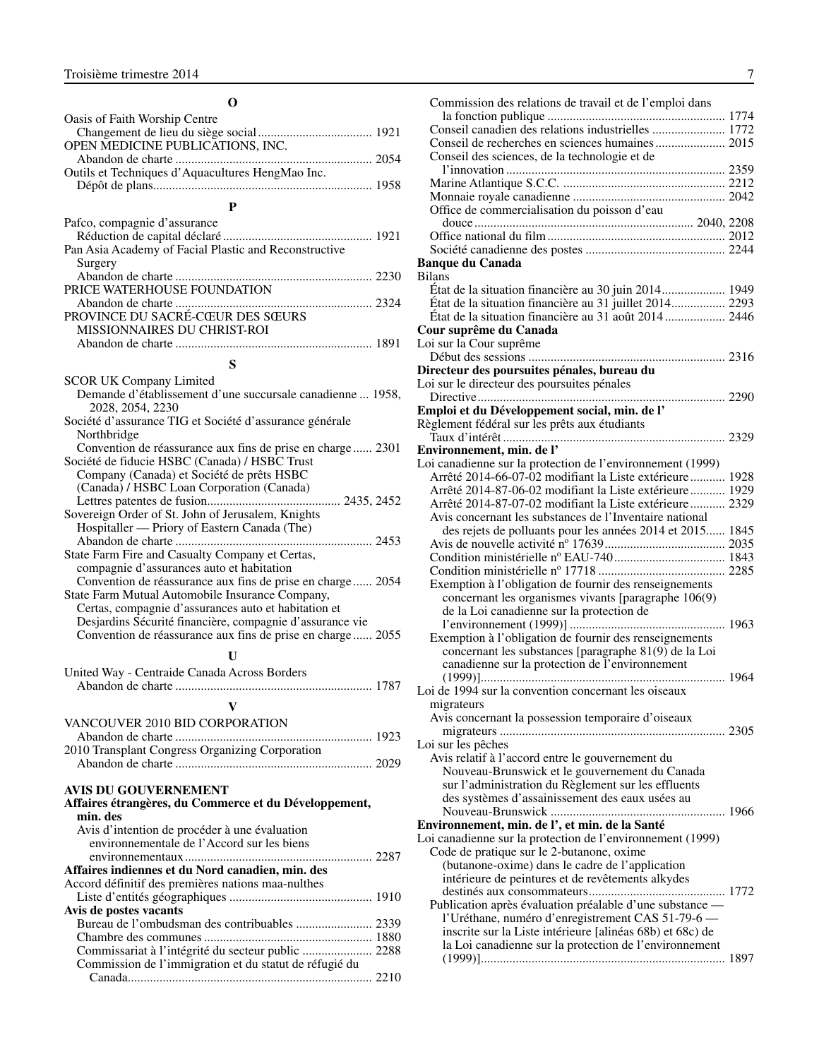## O

Oasis of Faith Worship Centre
Changement de lieu du siège social .................................... 1921

OPEN MEDICINE PUBLICATIONS, INC.
Abandon de charte ............................................................ 2054

Outils et Techniques d'Aquacultures HengMao Inc.
Dépôt de plans.................................................................... 1958

## P

Pafco, compagnie d'assurance
Réduction de capital déclaré .............................................. 1921

Pan Asia Academy of Facial Plastic and Reconstructive Surgery
Abandon de charte ............................................................ 2230

PRICE WATERHOUSE FOUNDATION
Abandon de charte ............................................................ 2324

PROVINCE DU SACRÉ-CŒUR DES SŒURS MISSIONNAIRES DU CHRIST-ROI
Abandon de charte ............................................................ 1891

## S

SCOR UK Company Limited
Demande d'établissement d'une succursale canadienne ... 1958, 2028, 2054, 2230

Société d'assurance TIG et Société d'assurance générale Northbridge
Convention de réassurance aux fins de prise en charge ...... 2301

Société de fiducie HSBC (Canada) / HSBC Trust Company (Canada) et Société de prêts HSBC (Canada) / HSBC Loan Corporation (Canada)
Lettres patentes de fusion.......................................... 2435, 2452

Sovereign Order of St. John of Jerusalem, Knights Hospitaller — Priory of Eastern Canada (The)
Abandon de charte ............................................................ 2453

State Farm Fire and Casualty Company et Certas, compagnie d'assurances auto et habitation
Convention de réassurance aux fins de prise en charge ...... 2054

State Farm Mutual Automobile Insurance Company, Certas, compagnie d'assurances auto et habitation et Desjardins Sécurité financière, compagnie d'assurance vie
Convention de réassurance aux fins de prise en charge ...... 2055

## U

United Way - Centraide Canada Across Borders
Abandon de charte ............................................................ 1787

## V

VANCOUVER 2010 BID CORPORATION
Abandon de charte ............................................................ 1923

2010 Transplant Congress Organizing Corporation
Abandon de charte ............................................................ 2029

## AVIS DU GOUVERNEMENT

**Affaires étrangères, du Commerce et du Développement, min. des**
Avis d'intention de procéder à une évaluation environnementale de l'Accord sur les biens environnementaux .......................................................... 2287

**Affaires indiennes et du Nord canadien, min. des**
Accord définitif des premières nations maa-nulthes
Liste d'entités géographiques ............................................ 1910

**Avis de postes vacants**
Bureau de l'ombudsman des contribuables ....................... 2339
Chambre des communes ..................................................... 1880
Commissariat à l'intégrité du secteur public ..................... 2288
Commission de l'immigration et du statut de réfugié du Canada............................................................................ 2210
Commission des relations de travail et de l'emploi dans la fonction publique ........................................................ 1774
Conseil canadien des relations industrielles ...................... 1772
Conseil de recherches en sciences humaines ..................... 2015
Conseil des sciences, de la technologie et de l'innovation .................................................................... 2359
Marine Atlantique S.C.C. .................................................. 2212
Monnaie royale canadienne ............................................... 2042
Office de commercialisation du poisson d'eau douce .................................................................... 2040, 2208
Office national du film ....................................................... 2012
Société canadienne des postes ........................................... 2244

**Banque du Canada**
Bilans
État de la situation financière au 30 juin 2014.................... 1949
État de la situation financière au 31 juillet 2014................. 2293
État de la situation financière au 31 août 2014 .................. 2446

**Cour suprême du Canada**
Loi sur la Cour suprême
Début des sessions ............................................................. 2316

**Directeur des poursuites pénales, bureau du**
Loi sur le directeur des poursuites pénales
Directive............................................................................. 2290

**Emploi et du Développement social, min. de l'**
Règlement fédéral sur les prêts aux étudiants
Taux d'intérêt ..................................................................... 2329

**Environnement, min. de l'**
Loi canadienne sur la protection de l'environnement (1999)
Arrêté 2014-66-07-02 modifiant la Liste extérieure ........... 1928
Arrêté 2014-87-06-02 modifiant la Liste extérieure ........... 1929
Arrêté 2014-87-07-02 modifiant la Liste extérieure ........... 2329
Avis concernant les substances de l'Inventaire national des rejets de polluants pour les années 2014 et 2015...... 1845
Avis de nouvelle activité n° 17639..................................... 2035
Condition ministérielle n° EAU-740.................................. 1843
Condition ministérielle n° 17718 ....................................... 2285
Exemption à l'obligation de fournir des renseignements concernant les organismes vivants [paragraphe 106(9) de la Loi canadienne sur la protection de l'environnement (1999)] ................................................ 1963
Exemption à l'obligation de fournir des renseignements concernant les substances [paragraphe 81(9) de la Loi canadienne sur la protection de l'environnement (1999)].............................................................................. 1964
Loi de 1994 sur la convention concernant les oiseaux migrateurs
Avis concernant la possession temporaire d'oiseaux migrateurs ...................................................................... 2305
Loi sur les pêches
Avis relatif à l'accord entre le gouvernement du Nouveau-Brunswick et le gouvernement du Canada sur l'administration du Règlement sur les effluents des systèmes d'assainissement des eaux usées au Nouveau-Brunswick ...................................................... 1966

**Environnement, min. de l', et min. de la Santé**
Loi canadienne sur la protection de l'environnement (1999)
Code de pratique sur le 2-butanone, oxime (butanone-oxime) dans le cadre de l'application intérieure de peintures et de revêtements alkydes destinés aux consommateurs.......................................... 1772
Publication après évaluation préalable d'une substance — l'Uréthane, numéro d'enregistrement CAS 51-79-6 — inscrite sur la Liste intérieure [alinéas 68b) et 68c) de la Loi canadienne sur la protection de l'environnement (1999)]............................................................................ 1897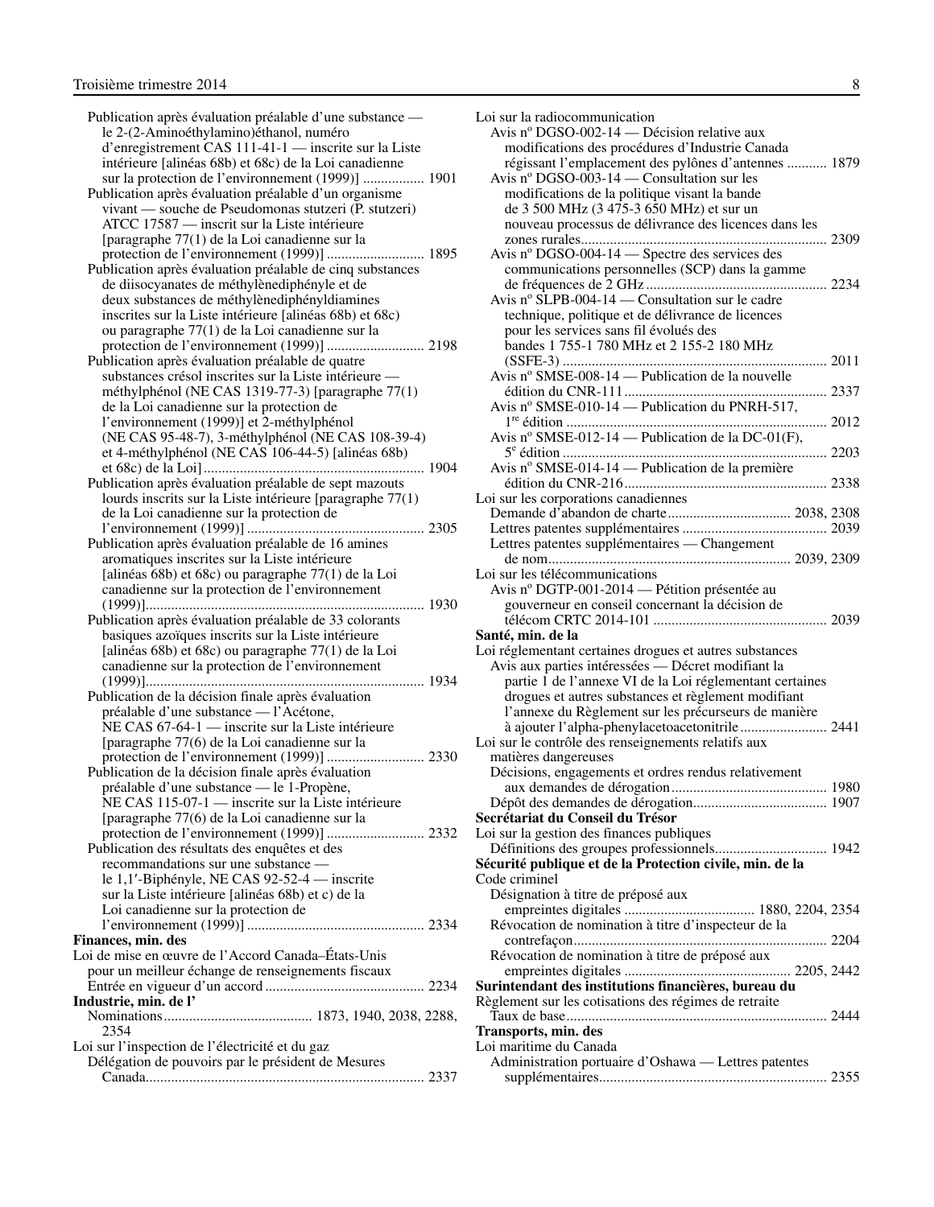Publication après évaluation préalable d'une substance — le 2-(2-Aminoéthylamino)éthanol, numéro d'enregistrement CAS 111-41-1 — inscrite sur la Liste intérieure [alinéas 68b) et 68c) de la Loi canadienne sur la protection de l'environnement (1999)] ................. 1901

Publication après évaluation préalable d'un organisme vivant — souche de Pseudomonas stutzeri (P. stutzeri) ATCC 17587 — inscrit sur la Liste intérieure [paragraphe 77(1) de la Loi canadienne sur la protection de l'environnement (1999)] ........................... 1895

Publication après évaluation préalable de cinq substances de diisocyanates de méthylènediphényle et de deux substances de méthylènediphényldiamines inscrites sur la Liste intérieure [alinéas 68b) et 68c) ou paragraphe 77(1) de la Loi canadienne sur la protection de l'environnement (1999)] ........................... 2198

Publication après évaluation préalable de quatre substances crésol inscrites sur la Liste intérieure — méthylphénol (NE CAS 1319-77-3) [paragraphe 77(1) de la Loi canadienne sur la protection de l'environnement (1999)] et 2-méthylphénol (NE CAS 95-48-7), 3-méthylphénol (NE CAS 108-39-4) et 4-méthylphénol (NE CAS 106-44-5) [alinéas 68b) et 68c) de la Loi] ............................................................ 1904

Publication après évaluation préalable de sept mazouts lourds inscrits sur la Liste intérieure [paragraphe 77(1) de la Loi canadienne sur la protection de l'environnement (1999)] ................................................ 2305

Publication après évaluation préalable de 16 amines aromatiques inscrites sur la Liste intérieure [alinéas 68b) et 68c) ou paragraphe 77(1) de la Loi canadienne sur la protection de l'environnement (1999)]............................................................................ 1930

Publication après évaluation préalable de 33 colorants basiques azoïques inscrits sur la Liste intérieure [alinéas 68b) et 68c) ou paragraphe 77(1) de la Loi canadienne sur la protection de l'environnement (1999)]............................................................................ 1934

Publication de la décision finale après évaluation préalable d'une substance — l'Acétone, NE CAS 67-64-1 — inscrite sur la Liste intérieure [paragraphe 77(6) de la Loi canadienne sur la protection de l'environnement (1999)] ........................... 2330

Publication de la décision finale après évaluation préalable d'une substance — le 1-Propène, NE CAS 115-07-1 — inscrite sur la Liste intérieure [paragraphe 77(6) de la Loi canadienne sur la protection de l'environnement (1999)] ........................... 2332

Publication des résultats des enquêtes et des recommandations sur une substance — le 1,1′-Biphényle, NE CAS 92-52-4 — inscrite sur la Liste intérieure [alinéas 68b) et c) de la Loi canadienne sur la protection de l'environnement (1999)] ................................................ 2334

**Finances, min. des**

Loi de mise en œuvre de l'Accord Canada–États-Unis pour un meilleur échange de renseignements fiscaux

Entrée en vigueur d'un accord ........................................... 2234

**Industrie, min. de l'**

Nominations......................................... 1873, 1940, 2038, 2288, 2354

Loi sur l'inspection de l'électricité et du gaz

Délégation de pouvoirs par le président de Mesures Canada............................................................................ 2337

Loi sur la radiocommunication

Avis n° DGSO-002-14 — Décision relative aux modifications des procédures d'Industrie Canada régissant l'emplacement des pylônes d'antennes ........... 1879

Avis n° DGSO-003-14 — Consultation sur les modifications de la politique visant la bande de 3 500 MHz (3 475-3 650 MHz) et sur un nouveau processus de délivrance des licences dans les zones rurales.................................................................... 2309

Avis n° DGSO-004-14 — Spectre des services des communications personnelles (SCP) dans la gamme de fréquences de 2 GHz ................................................. 2234

Avis n° SLPB-004-14 — Consultation sur le cadre technique, politique et de délivrance de licences pour les services sans fil évolués des bandes 1 755-1 780 MHz et 2 155-2 180 MHz (SSFE-3) ........................................................................ 2011

Avis n° SMSE-008-14 — Publication de la nouvelle édition du CNR-111........................................................ 2337

Avis n° SMSE-010-14 — Publication du PNRH-517, 1re édition ........................................................................ 2012

Avis n° SMSE-012-14 — Publication de la DC-01(F), 5e édition ........................................................................ 2203

Avis n° SMSE-014-14 — Publication de la première édition du CNR-216....................................................... 2338

Loi sur les corporations canadiennes

Demande d'abandon de charte.................................. 2038, 2308

Lettres patentes supplémentaires ........................................ 2039

Lettres patentes supplémentaires — Changement de nom.................................................................. 2039, 2309

Loi sur les télécommunications

Avis n° DGTP-001-2014 — Pétition présentée au gouverneur en conseil concernant la décision de télécom CRTC 2014-101 ............................................... 2039

**Santé, min. de la**

Loi réglementant certaines drogues et autres substances

Avis aux parties intéressées — Décret modifiant la partie 1 de l'annexe VI de la Loi réglementant certaines drogues et autres substances et règlement modifiant l'annexe du Règlement sur les précurseurs de manière à ajouter l'alpha-phenylacetoacetonitrile ........................ 2441

Loi sur le contrôle des renseignements relatifs aux matières dangereuses

Décisions, engagements et ordres rendus relativement aux demandes de dérogation........................................... 1980

Dépôt des demandes de dérogation..................................... 1907

**Secrétariat du Conseil du Trésor**

Loi sur la gestion des finances publiques

Définitions des groupes professionnels............................... 1942

**Sécurité publique et de la Protection civile, min. de la**

Code criminel

Désignation à titre de préposé aux empreintes digitales .................................... 1880, 2204, 2354

Révocation de nomination à titre d'inspecteur de la contrefaçon...................................................................... 2204

Révocation de nomination à titre de préposé aux empreintes digitales ............................................. 2205, 2442

**Surintendant des institutions financières, bureau du**

Règlement sur les cotisations des régimes de retraite

Taux de base....................................................................... 2444

**Transports, min. des**

Loi maritime du Canada

Administration portuaire d'Oshawa — Lettres patentes supplémentaires.............................................................. 2355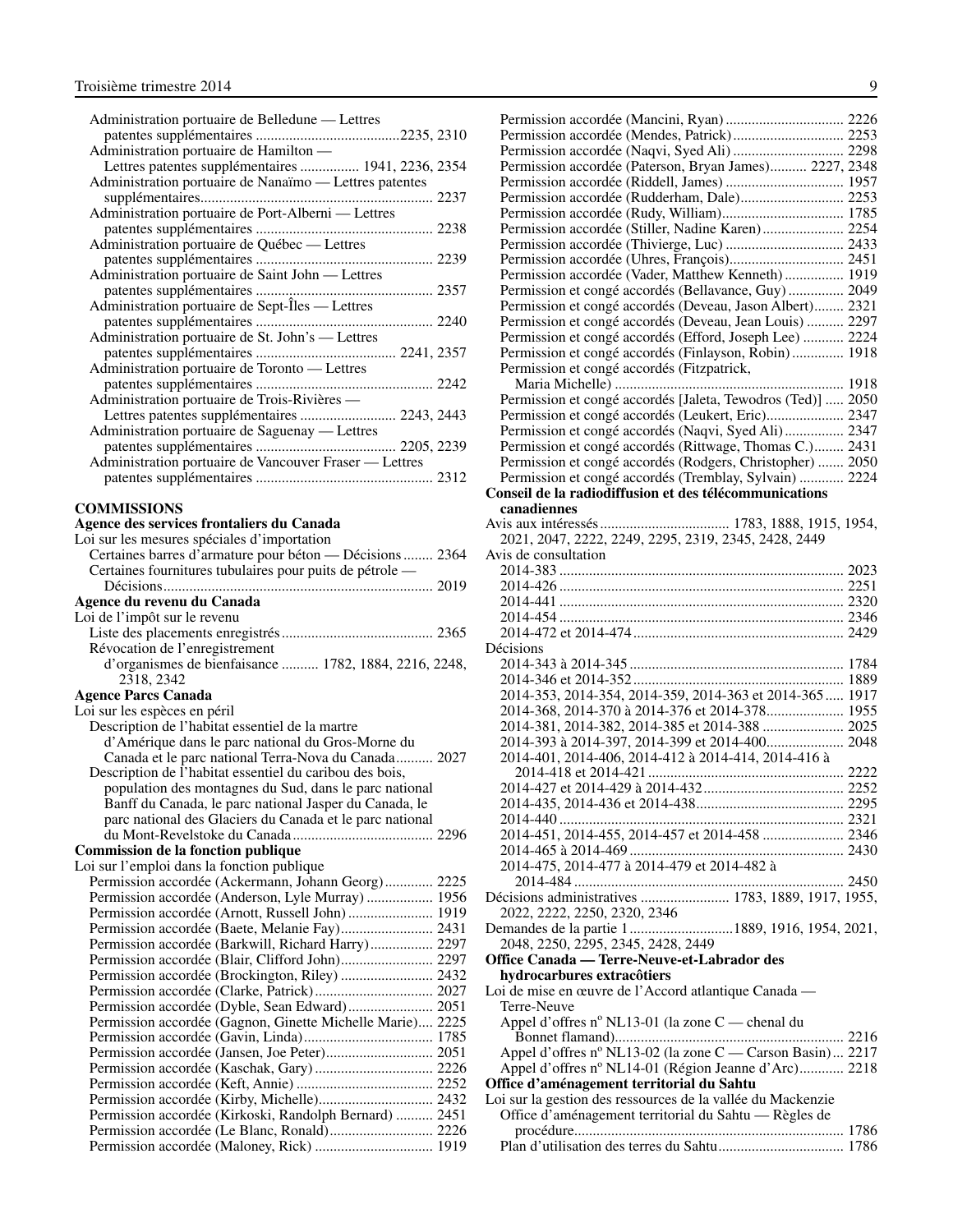Administration portuaire de Belledune — Lettres patentes supplémentaires .......................................2235, 2310
Administration portuaire de Hamilton — Lettres patentes supplémentaires ................ 1941, 2236, 2354
Administration portuaire de Nanaïmo — Lettres patentes supplémentaires.............................................................. 2237
Administration portuaire de Port-Alberni — Lettres patentes supplémentaires ................................................ 2238
Administration portuaire de Québec — Lettres patentes supplémentaires ................................................ 2239
Administration portuaire de Saint John — Lettres patentes supplémentaires ................................................ 2357
Administration portuaire de Sept-Îles — Lettres patentes supplémentaires ................................................ 2240
Administration portuaire de St. John's — Lettres patentes supplémentaires ...................................... 2241, 2357
Administration portuaire de Toronto — Lettres patentes supplémentaires ................................................ 2242
Administration portuaire de Trois-Rivières — Lettres patentes supplémentaires .......................... 2243, 2443
Administration portuaire de Saguenay — Lettres patentes supplémentaires ...................................... 2205, 2239
Administration portuaire de Vancouver Fraser — Lettres patentes supplémentaires ................................................ 2312

**COMMISSIONS**

**Agence des services frontaliers du Canada**
Loi sur les mesures spéciales d'importation
Certaines barres d'armature pour béton — Décisions........ 2364
Certaines fournitures tubulaires pour puits de pétrole — Décisions........................................................................ 2019

**Agence du revenu du Canada**
Loi de l'impôt sur le revenu
Liste des placements enregistrés......................................... 2365
Révocation de l'enregistrement d'organismes de bienfaisance .......... 1782, 1884, 2216, 2248, 2318, 2342

**Agence Parcs Canada**
Loi sur les espèces en péril
Description de l'habitat essentiel de la martre d'Amérique dans le parc national du Gros-Morne du Canada et le parc national Terra-Nova du Canada.......... 2027
Description de l'habitat essentiel du caribou des bois, population des montagnes du Sud, dans le parc national Banff du Canada, le parc national Jasper du Canada, le parc national des Glaciers du Canada et le parc national du Mont-Revelstoke du Canada...................................... 2296

**Commission de la fonction publique**
Loi sur l'emploi dans la fonction publique
Permission accordée (Ackermann, Johann Georg)............. 2225
Permission accordée (Anderson, Lyle Murray) ................. 1956
Permission accordée (Arnott, Russell John) ....................... 1919
Permission accordée (Baete, Melanie Fay)......................... 2431
Permission accordée (Barkwill, Richard Harry)................. 2297
Permission accordée (Blair, Clifford John)......................... 2297
Permission accordée (Brockington, Riley) ......................... 2432
Permission accordée (Clarke, Patrick)................................ 2027
Permission accordée (Dyble, Sean Edward)....................... 2051
Permission accordée (Gagnon, Ginette Michelle Marie).... 2225
Permission accordée (Gavin, Linda).................................. 1785
Permission accordée (Jansen, Joe Peter)............................. 2051
Permission accordée (Kaschak, Gary)................................ 2226
Permission accordée (Keft, Annie) .................................... 2252
Permission accordée (Kirby, Michelle).............................. 2432
Permission accordée (Kirkoski, Randolph Bernard) .......... 2451
Permission accordée (Le Blanc, Ronald)............................ 2226
Permission accordée (Maloney, Rick) ............................... 1919
Permission accordée (Mancini, Ryan) ................................ 2226
Permission accordée (Mendes, Patrick).............................. 2253
Permission accordée (Naqvi, Syed Ali) ............................. 2298
Permission accordée (Paterson, Bryan James).......... 2227, 2348
Permission accordée (Riddell, James) ................................ 1957
Permission accordée (Rudderham, Dale)............................ 2253
Permission accordée (Rudy, William)................................ 1785
Permission accordée (Stiller, Nadine Karen)...................... 2254
Permission accordée (Thivierge, Luc) ................................ 2433
Permission accordée (Uhres, François)............................... 2451
Permission accordée (Vader, Matthew Kenneth)................ 1919
Permission et congé accordés (Bellavance, Guy) ............... 2049
Permission et congé accordés (Deveau, Jason Albert)........ 2321
Permission et congé accordés (Deveau, Jean Louis) .......... 2297
Permission et congé accordés (Efford, Joseph Lee) ........... 2224
Permission et congé accordés (Finlayson, Robin).............. 1918
Permission et congé accordés (Fitzpatrick, Maria Michelle) ............................................................. 1918
Permission et congé accordés [Jaleta, Tewodros (Ted)] ..... 2050
Permission et congé accordés (Leukert, Eric)..................... 2347
Permission et congé accordés (Naqvi, Syed Ali)................ 2347
Permission et congé accordés (Rittwage, Thomas C.)........ 2431
Permission et congé accordés (Rodgers, Christopher) ....... 2050
Permission et congé accordés (Tremblay, Sylvain) ............ 2224

**Conseil de la radiodiffusion et des télécommunications canadiennes**
Avis aux intéressés................................... 1783, 1888, 1915, 1954, 2021, 2047, 2222, 2249, 2295, 2319, 2345, 2428, 2449
Avis de consultation
2014-383 ............................................................................ 2023
2014-426 ............................................................................ 2251
2014-441 ............................................................................ 2320
2014-454 ............................................................................ 2346
2014-472 et 2014-474 ........................................................ 2429
Décisions
2014-343 à 2014-345 ......................................................... 1784
2014-346 et 2014-352 ........................................................ 1889
2014-353, 2014-354, 2014-359, 2014-363 et 2014-365..... 1917
2014-368, 2014-370 à 2014-376 et 2014-378.................... 1955
2014-381, 2014-382, 2014-385 et 2014-388 ...................... 2025
2014-393 à 2014-397, 2014-399 et 2014-400.................... 2048
2014-401, 2014-406, 2014-412 à 2014-414, 2014-416 à 2014-418 et 2014-421 .................................................... 2222
2014-427 et 2014-429 à 2014-432...................................... 2252
2014-435, 2014-436 et 2014-438........................................ 2295
2014-440 ............................................................................ 2321
2014-451, 2014-455, 2014-457 et 2014-458 ...................... 2346
2014-465 à 2014-469 ......................................................... 2430
2014-475, 2014-477 à 2014-479 et 2014-482 à 2014-484 ......................................................................... 2450
Décisions administratives ........................ 1783, 1889, 1917, 1955, 2022, 2222, 2250, 2320, 2346
Demandes de la partie 1............................1889, 1916, 1954, 2021, 2048, 2250, 2295, 2345, 2428, 2449

**Office Canada — Terre-Neuve-et-Labrador des hydrocarbures extracôtiers**
Loi de mise en œuvre de l'Accord atlantique Canada — Terre-Neuve
Appel d'offres n° NL13-01 (la zone C — chenal du Bonnet flamand).............................................................. 2216
Appel d'offres n° NL13-02 (la zone C — Carson Basin)... 2217
Appel d'offres n° NL14-01 (Région Jeanne d'Arc)............ 2218

**Office d'aménagement territorial du Sahtu**
Loi sur la gestion des ressources de la vallée du Mackenzie
Office d'aménagement territorial du Sahtu — Règles de procédure......................................................................... 1786
Plan d'utilisation des terres du Sahtu.................................. 1786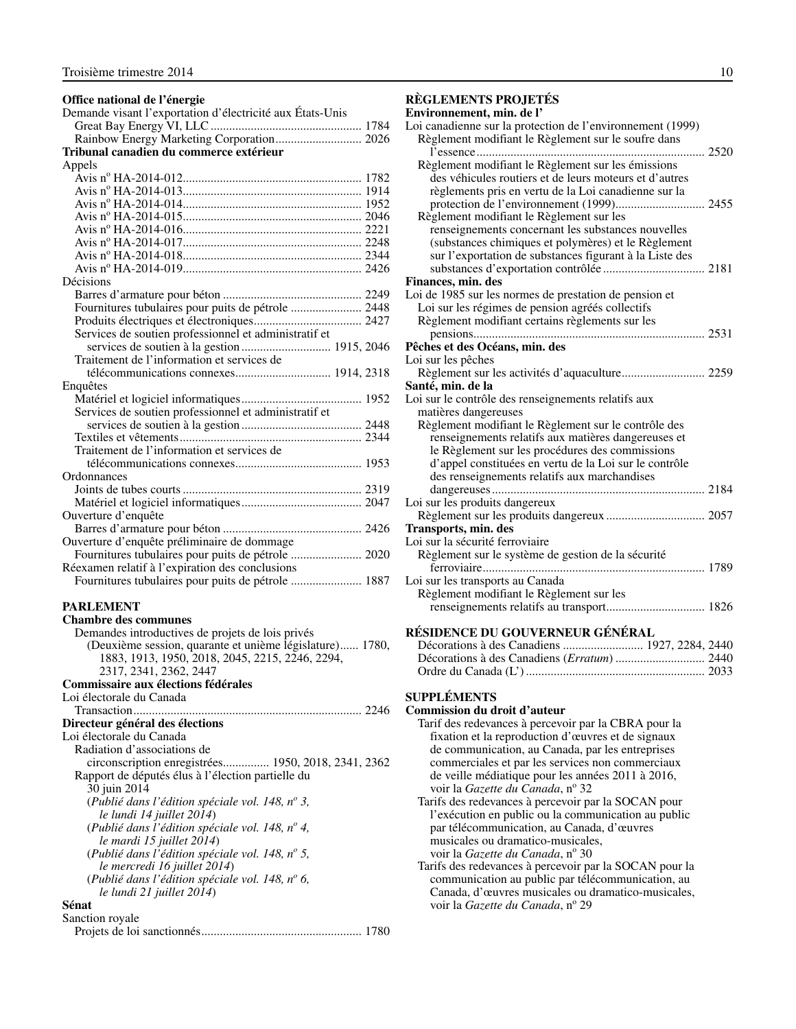**Office national de l'énergie**

Demande visant l'exportation d'électricité aux États-Unis

Great Bay Energy VI, LLC ................................................. 1784

Rainbow Energy Marketing Corporation............................ 2026

**Tribunal canadien du commerce extérieur**

Appels

Avis nº HA-2014-012.......................................................... 1782

Avis nº HA-2014-013.......................................................... 1914

Avis nº HA-2014-014.......................................................... 1952

Avis nº HA-2014-015.......................................................... 2046

Avis nº HA-2014-016.......................................................... 2221

Avis nº HA-2014-017.......................................................... 2248

Avis nº HA-2014-018.......................................................... 2344

Avis nº HA-2014-019.......................................................... 2426

Décisions

Barres d'armature pour béton ............................................ 2249

Fournitures tubulaires pour puits de pétrole ...................... 2448

Produits électriques et électroniques.................................. 2427

Services de soutien professionnel et administratif et services de soutien à la gestion ............................ 1915, 2046

Traitement de l'information et services de télécommunications connexes.............................. 1914, 2318

Enquêtes

Matériel et logiciel informatiques...................................... 1952

Services de soutien professionnel et administratif et services de soutien à la gestion ...................................... 2448

Textiles et vêtements.......................................................... 2344

Traitement de l'information et services de télécommunications connexes......................................... 1953

Ordonnances

Joints de tubes courts ......................................................... 2319

Matériel et logiciel informatiques...................................... 2047

Ouverture d'enquête

Barres d'armature pour béton ............................................ 2426

Ouverture d'enquête préliminaire de dommage

Fournitures tubulaires pour puits de pétrole ...................... 2020

Réexamen relatif à l'expiration des conclusions

Fournitures tubulaires pour puits de pétrole ...................... 1887

## PARLEMENT

**Chambre des communes**

Demandes introductives de projets de lois privés (Deuxième session, quarante et unième législature)...... 1780, 1883, 1913, 1950, 2018, 2045, 2215, 2246, 2294, 2317, 2341, 2362, 2447

**Commissaire aux élections fédérales**

Loi électorale du Canada

Transaction......................................................................... 2246

**Directeur général des élections**

Loi électorale du Canada

Radiation d'associations de circonscription enregistrées............... 1950, 2018, 2341, 2362

Rapport de députés élus à l'élection partielle du 30 juin 2014

(*Publié dans l'édition spéciale vol. 148, nº 3, le lundi 14 juillet 2014*)

(*Publié dans l'édition spéciale vol. 148, nº 4, le mardi 15 juillet 2014*)

(*Publié dans l'édition spéciale vol. 148, nº 5, le mercredi 16 juillet 2014*)

(*Publié dans l'édition spéciale vol. 148, nº 6, le lundi 21 juillet 2014*)

**Sénat**

Sanction royale

Projets de loi sanctionnés................................................... 1780

## RÈGLEMENTS PROJETÉS

**Environnement, min. de l'**

Loi canadienne sur la protection de l'environnement (1999)

Règlement modifiant le Règlement sur le soufre dans l'essence.......................................................................... 2520

Règlement modifiant le Règlement sur les émissions des véhicules routiers et de leurs moteurs et d'autres règlements pris en vertu de la Loi canadienne sur la protection de l'environnement (1999)............................ 2455

Règlement modifiant le Règlement sur les renseignements concernant les substances nouvelles (substances chimiques et polymères) et le Règlement sur l'exportation de substances figurant à la Liste des substances d'exportation contrôlée ................................ 2181

**Finances, min. des**

Loi de 1985 sur les normes de prestation de pension et Loi sur les régimes de pension agréés collectifs

Règlement modifiant certains règlements sur les pensions.......................................................................... 2531

**Pêches et des Océans, min. des**

Loi sur les pêches

Règlement sur les activités d'aquaculture........................... 2259

**Santé, min. de la**

Loi sur le contrôle des renseignements relatifs aux matières dangereuses

Règlement modifiant le Règlement sur le contrôle des renseignements relatifs aux matières dangereuses et le Règlement sur les procédures des commissions d'appel constituées en vertu de la Loi sur le contrôle des renseignements relatifs aux marchandises dangereuses.................................................................... 2184

Loi sur les produits dangereux

Règlement sur les produits dangereux ................................ 2057

**Transports, min. des**

Loi sur la sécurité ferroviaire

Règlement sur le système de gestion de la sécurité ferroviaire....................................................................... 1789

Loi sur les transports au Canada

Règlement modifiant le Règlement sur les renseignements relatifs au transport................................ 1826

## RÉSIDENCE DU GOUVERNEUR GÉNÉRAL

Décorations à des Canadiens .......................... 1927, 2284, 2440

Décorations à des Canadiens (*Erratum*) ............................. 2440

Ordre du Canada (L') .......................................................... 2033

## SUPPLÉMENTS

**Commission du droit d'auteur**

Tarif des redevances à percevoir par la CBRA pour la fixation et la reproduction d'œuvres et de signaux de communication, au Canada, par les entreprises commerciales et par les services non commerciaux de veille médiatique pour les années 2011 à 2016, voir la *Gazette du Canada*, nº 32

Tarifs des redevances à percevoir par la SOCAN pour l'exécution en public ou la communication au public par télécommunication, au Canada, d'œuvres musicales ou dramatico-musicales, voir la *Gazette du Canada*, nº 30

Tarifs des redevances à percevoir par la SOCAN pour la communication au public par télécommunication, au Canada, d'œuvres musicales ou dramatico-musicales, voir la *Gazette du Canada*, nº 29